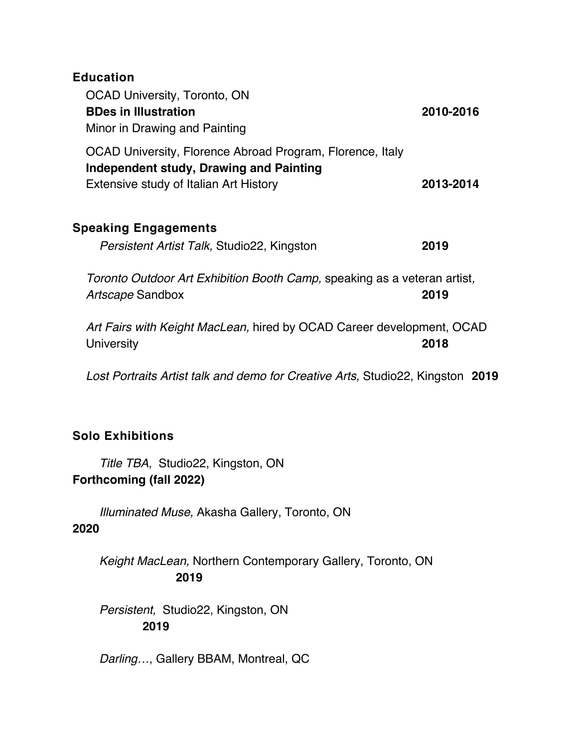## Education

OCAD University, Toronto, ON
**BDes in Illustration** **2010-2016**
Minor in Drawing and Painting

OCAD University, Florence Abroad Program, Florence, Italy
**Independent study, Drawing and Painting**
Extensive study of Italian Art History **2013-2014**

## Speaking Engagements

*Persistent Artist Talk,* Studio22, Kingston **2019**

*Toronto Outdoor Art Exhibition Booth Camp,* speaking as a veteran artist*,* *Artscape* Sandbox **2019**

*Art Fairs with Keight MacLean,* hired by OCAD Career development, OCAD University **2018**

*Lost Portraits Artist talk and demo for Creative Arts,* Studio22, Kingston **2019**

## Solo Exhibitions

*Title TBA,* Studio22, Kingston, ON
**Forthcoming (fall 2022)**

*Illuminated Muse,* Akasha Gallery, Toronto, ON
**2020**

*Keight MacLean,* Northern Contemporary Gallery, Toronto, ON
**2019**

*Persistent,* Studio22, Kingston, ON
**2019**

*Darling…*, Gallery BBAM, Montreal, QC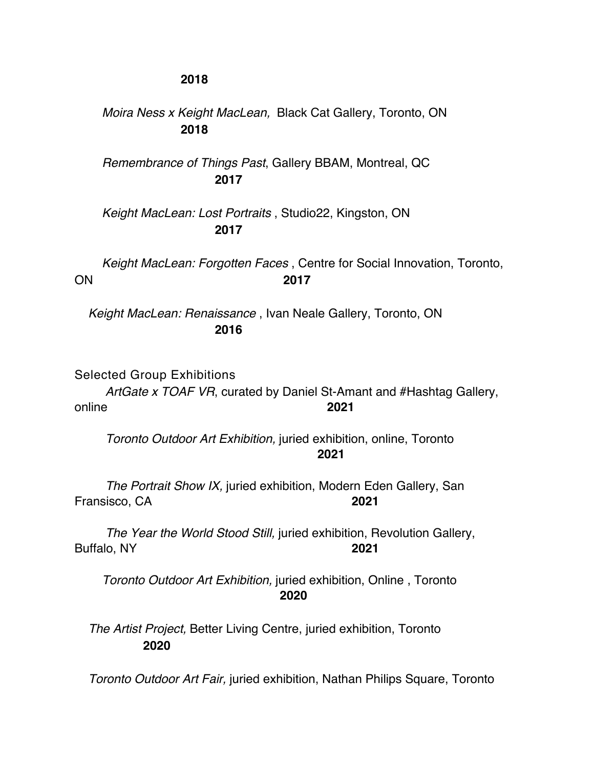**2018**

*Moira Ness x Keight MacLean,* Black Cat Gallery, Toronto, ON
**2018**

*Remembrance of Things Past*, Gallery BBAM, Montreal, QC
**2017**

*Keight MacLean: Lost Portraits* , Studio22, Kingston, ON
**2017**

*Keight MacLean: Forgotten Faces* , Centre for Social Innovation, Toronto, ON **2017**

*Keight MacLean: Renaissance* , Ivan Neale Gallery, Toronto, ON
**2016**

Selected Group Exhibitions

*ArtGate x TOAF VR*, curated by Daniel St-Amant and #Hashtag Gallery, online **2021**

*Toronto Outdoor Art Exhibition,* juried exhibition, online, Toronto
**2021**

*The Portrait Show IX,* juried exhibition, Modern Eden Gallery, San Fransisco, CA **2021**

*The Year the World Stood Still,* juried exhibition, Revolution Gallery, Buffalo, NY **2021**

*Toronto Outdoor Art Exhibition,* juried exhibition, Online , Toronto
**2020**

*The Artist Project,* Better Living Centre, juried exhibition, Toronto
**2020**

*Toronto Outdoor Art Fair,* juried exhibition, Nathan Philips Square, Toronto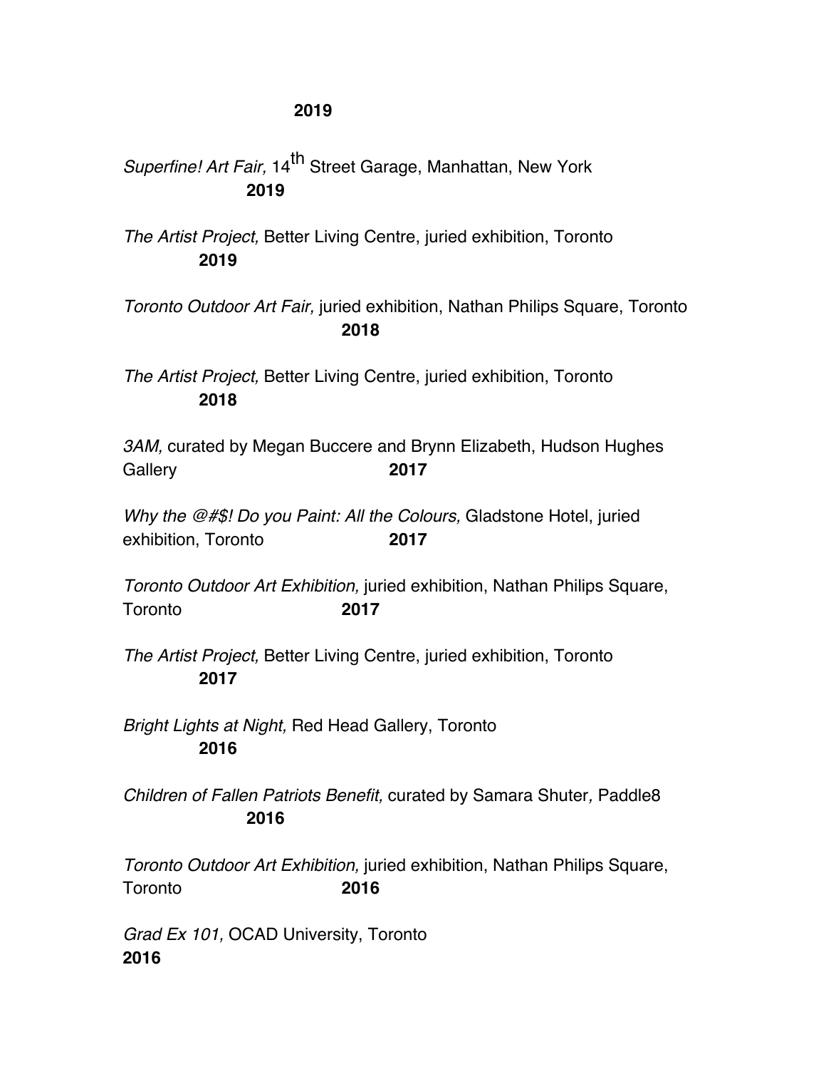**2019**

*Superfine! Art Fair,* 14th Street Garage, Manhattan, New York **2019**

*The Artist Project,* Better Living Centre, juried exhibition, Toronto **2019**

*Toronto Outdoor Art Fair,* juried exhibition, Nathan Philips Square, Toronto **2018**

*The Artist Project,* Better Living Centre, juried exhibition, Toronto **2018**

*3AM,* curated by Megan Buccere and Brynn Elizabeth, Hudson Hughes Gallery **2017**

*Why the @#$! Do you Paint: All the Colours,* Gladstone Hotel, juried exhibition, Toronto **2017**

*Toronto Outdoor Art Exhibition,* juried exhibition, Nathan Philips Square, Toronto **2017**

*The Artist Project,* Better Living Centre, juried exhibition, Toronto **2017**

*Bright Lights at Night,* Red Head Gallery, Toronto **2016**

*Children of Fallen Patriots Benefit,* curated by Samara Shuter*,* Paddle8 **2016**

*Toronto Outdoor Art Exhibition,* juried exhibition, Nathan Philips Square, Toronto **2016**

*Grad Ex 101,* OCAD University, Toronto **2016**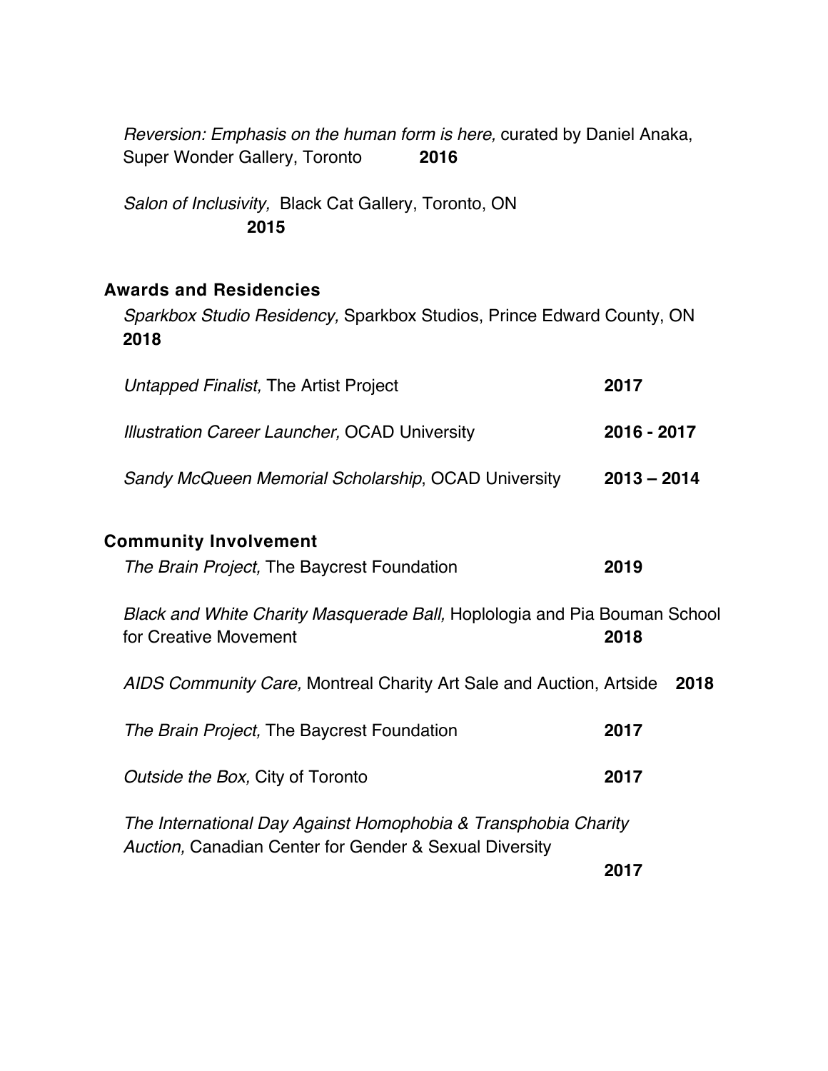*Reversion: Emphasis on the human form is here,* curated by Daniel Anaka, Super Wonder Gallery, Toronto **2016**

*Salon of Inclusivity,* Black Cat Gallery, Toronto, ON **2015**

## **Awards and Residencies**

*Sparkbox Studio Residency,* Sparkbox Studios, Prince Edward County, ON **2018**

*Untapped Finalist,* The Artist Project **2017**

*Illustration Career Launcher,* OCAD University **2016 - 2017**

*Sandy McQueen Memorial Scholarship*, OCAD University **2013 – 2014**

## **Community Involvement**

*The Brain Project,* The Baycrest Foundation **2019**

*Black and White Charity Masquerade Ball,* Hoplologia and Pia Bouman School for Creative Movement **2018**

*AIDS Community Care,* Montreal Charity Art Sale and Auction, Artside **2018**

*The Brain Project,* The Baycrest Foundation **2017**

*Outside the Box,* City of Toronto **2017**

*The International Day Against Homophobia & Transphobia Charity Auction,* Canadian Center for Gender & Sexual Diversity **2017**